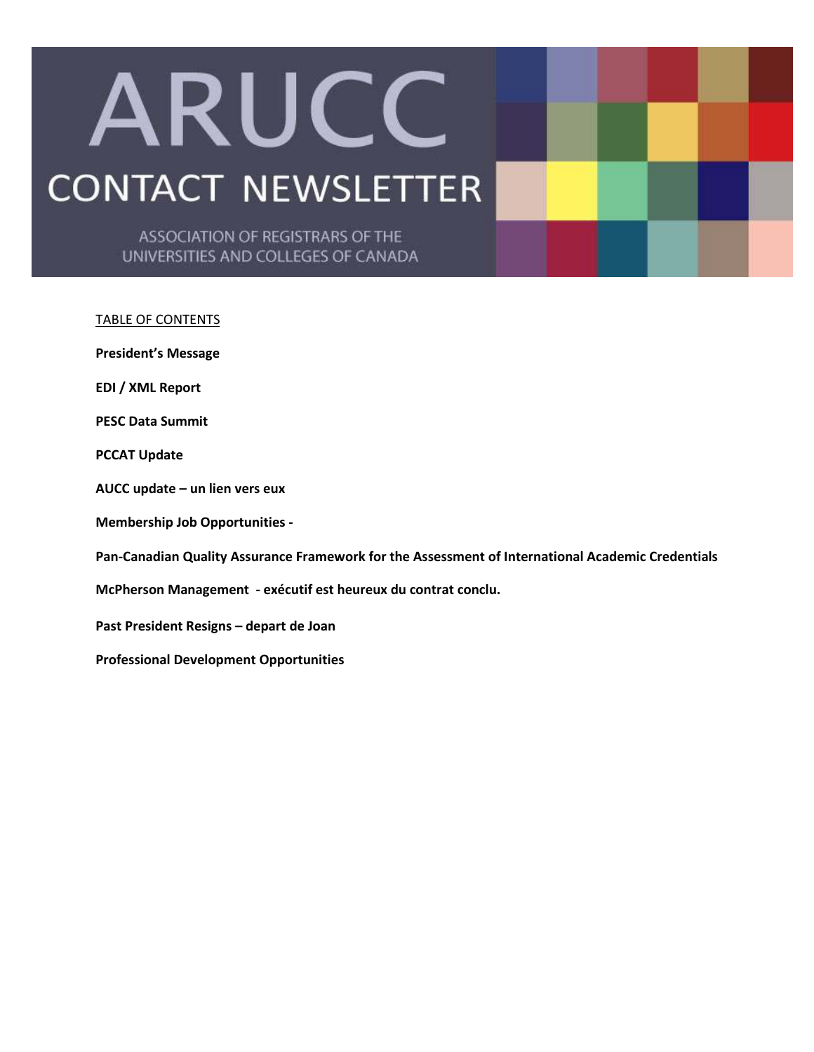# ARUCC

## CONTACT NEWSLETTER

ASSOCIATION OF REGISTRARS OF THE UNIVERSITIES AND COLLEGES OF CANADA

TABLE OF CONTENTS

**President's Message**

**EDI / XML Report**

**PESC Data Summit**

**PCCAT Update**

**AUCC update – un lien vers eux**

**Membership Job Opportunities -**

**Pan-Canadian Quality Assurance Framework for the Assessment of International Academic Credentials**

**McPherson Management - exécutif est heureux du contrat conclu.**

**Past President Resigns – depart de Joan**

**Professional Development Opportunities**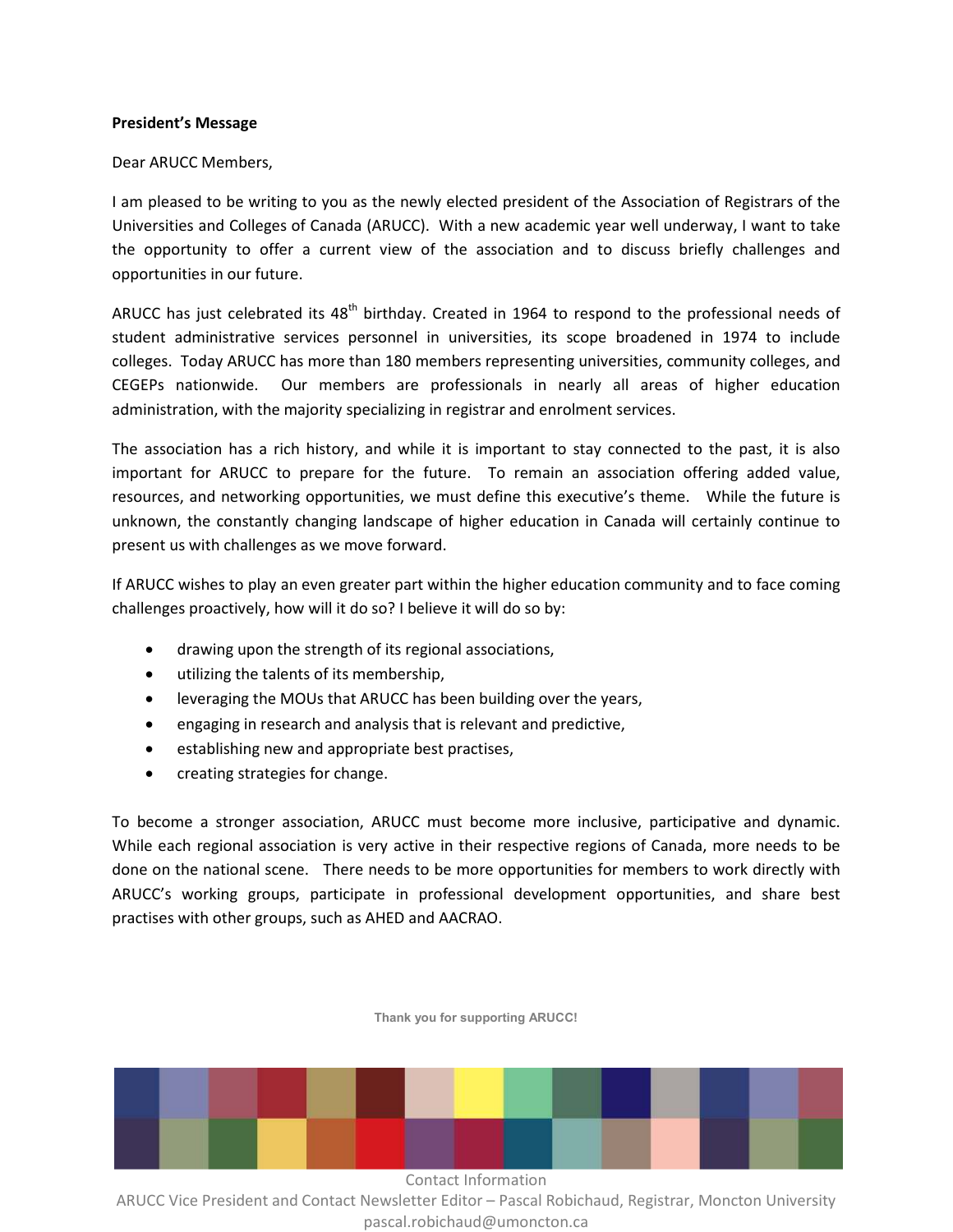**President's Message**

Dear ARUCC Members,

I am pleased to be writing to you as the newly elected president of the Association of Registrars of the Universities and Colleges of Canada (ARUCC). With a new academic year well underway, I want to take the opportunity to offer a current view of the association and to discuss briefly challenges and opportunities in our future.

ARUCC has just celebrated its 48th birthday. Created in 1964 to respond to the professional needs of student administrative services personnel in universities, its scope broadened in 1974 to include colleges. Today ARUCC has more than 180 members representing universities, community colleges, and CEGEPs nationwide. Our members are professionals in nearly all areas of higher education administration, with the majority specializing in registrar and enrolment services.

The association has a rich history, and while it is important to stay connected to the past, it is also important for ARUCC to prepare for the future. To remain an association offering added value, resources, and networking opportunities, we must define this executive's theme. While the future is unknown, the constantly changing landscape of higher education in Canada will certainly continue to present us with challenges as we move forward.

If ARUCC wishes to play an even greater part within the higher education community and to face coming challenges proactively, how will it do so? I believe it will do so by:

- drawing upon the strength of its regional associations,
- utilizing the talents of its membership,
- leveraging the MOUs that ARUCC has been building over the years,
- engaging in research and analysis that is relevant and predictive,
- establishing new and appropriate best practises,
- creating strategies for change.

To become a stronger association, ARUCC must become more inclusive, participative and dynamic. While each regional association is very active in their respective regions of Canada, more needs to be done on the national scene. There needs to be more opportunities for members to work directly with ARUCC's working groups, participate in professional development opportunities, and share best practises with other groups, such as AHED and AACRAO.

**Thank you for supporting ARUCC!**

Contact Information
ARUCC Vice President and Contact Newsletter Editor – Pascal Robichaud, Registrar, Moncton University
pascal.robichaud@umoncton.ca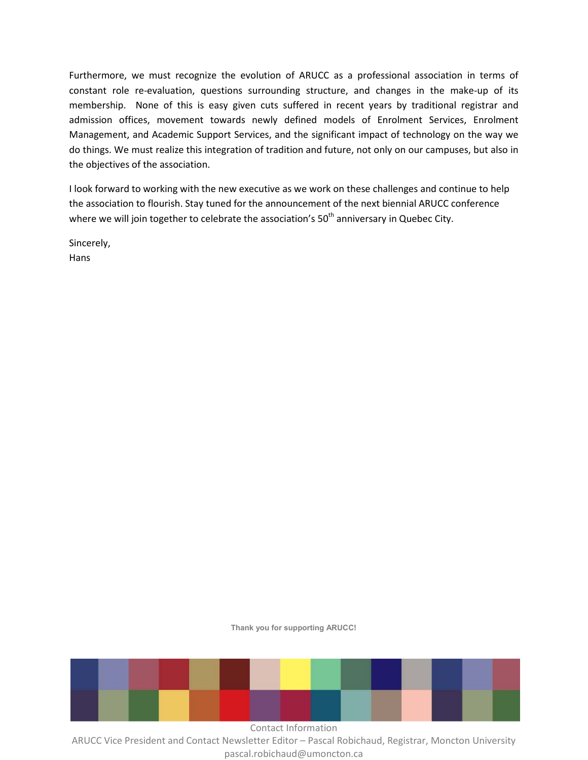Furthermore, we must recognize the evolution of ARUCC as a professional association in terms of constant role re-evaluation, questions surrounding structure, and changes in the make-up of its membership. None of this is easy given cuts suffered in recent years by traditional registrar and admission offices, movement towards newly defined models of Enrolment Services, Enrolment Management, and Academic Support Services, and the significant impact of technology on the way we do things. We must realize this integration of tradition and future, not only on our campuses, but also in the objectives of the association.

I look forward to working with the new executive as we work on these challenges and continue to help the association to flourish. Stay tuned for the announcement of the next biennial ARUCC conference where we will join together to celebrate the association's 50th anniversary in Quebec City.

Sincerely,
Hans

**Thank you for supporting ARUCC!**

Contact Information
ARUCC Vice President and Contact Newsletter Editor – Pascal Robichaud, Registrar, Moncton University
pascal.robichaud@umoncton.ca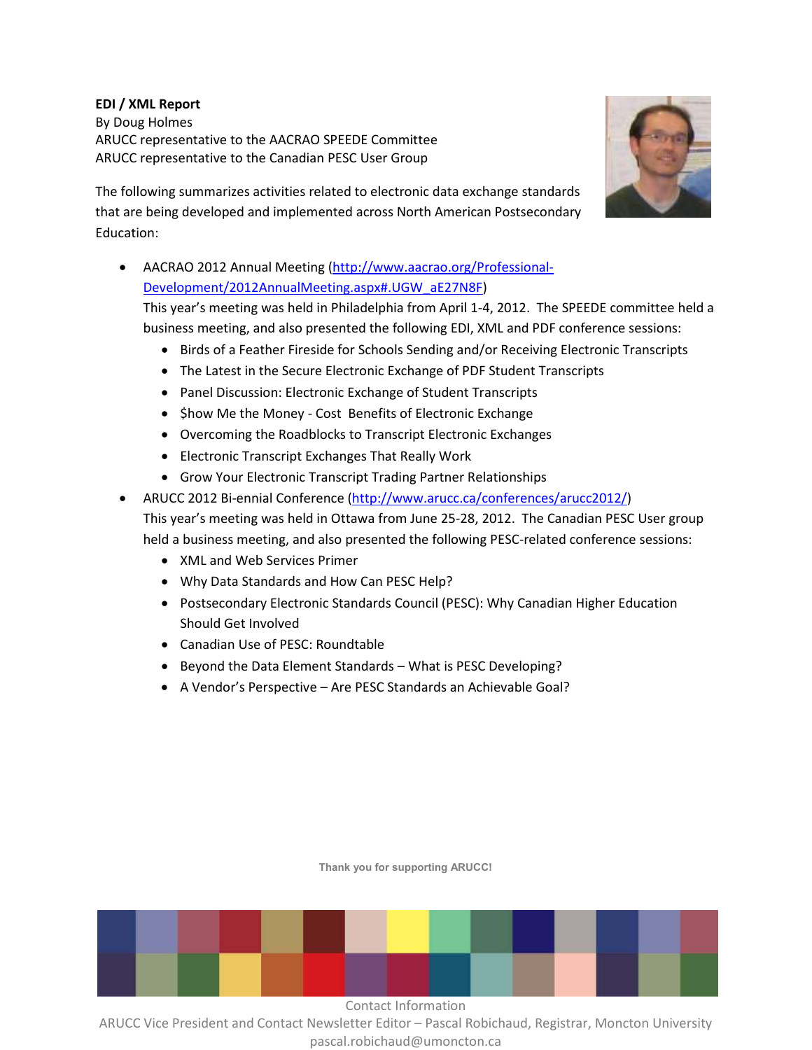**EDI / XML Report**
By Doug Holmes
ARUCC representative to the AACRAO SPEEDE Committee
ARUCC representative to the Canadian PESC User Group

The following summarizes activities related to electronic data exchange standards that are being developed and implemented across North American Postsecondary Education:

- AACRAO 2012 Annual Meeting (http://www.aacrao.org/Professional-Development/2012AnnualMeeting.aspx#.UGW_aE27N8F)
  This year's meeting was held in Philadelphia from April 1-4, 2012. The SPEEDE committee held a business meeting, and also presented the following EDI, XML and PDF conference sessions:
  - Birds of a Feather Fireside for Schools Sending and/or Receiving Electronic Transcripts
  - The Latest in the Secure Electronic Exchange of PDF Student Transcripts
  - Panel Discussion: Electronic Exchange of Student Transcripts
  - $how Me the Money - Cost Benefits of Electronic Exchange
  - Overcoming the Roadblocks to Transcript Electronic Exchanges
  - Electronic Transcript Exchanges That Really Work
  - Grow Your Electronic Transcript Trading Partner Relationships
- ARUCC 2012 Bi-ennial Conference (http://www.arucc.ca/conferences/arucc2012/)
  This year's meeting was held in Ottawa from June 25-28, 2012. The Canadian PESC User group held a business meeting, and also presented the following PESC-related conference sessions:
  - XML and Web Services Primer
  - Why Data Standards and How Can PESC Help?
  - Postsecondary Electronic Standards Council (PESC): Why Canadian Higher Education Should Get Involved
  - Canadian Use of PESC: Roundtable
  - Beyond the Data Element Standards – What is PESC Developing?
  - A Vendor's Perspective – Are PESC Standards an Achievable Goal?

Thank you for supporting ARUCC!

Contact Information
ARUCC Vice President and Contact Newsletter Editor – Pascal Robichaud, Registrar, Moncton University
pascal.robichaud@umoncton.ca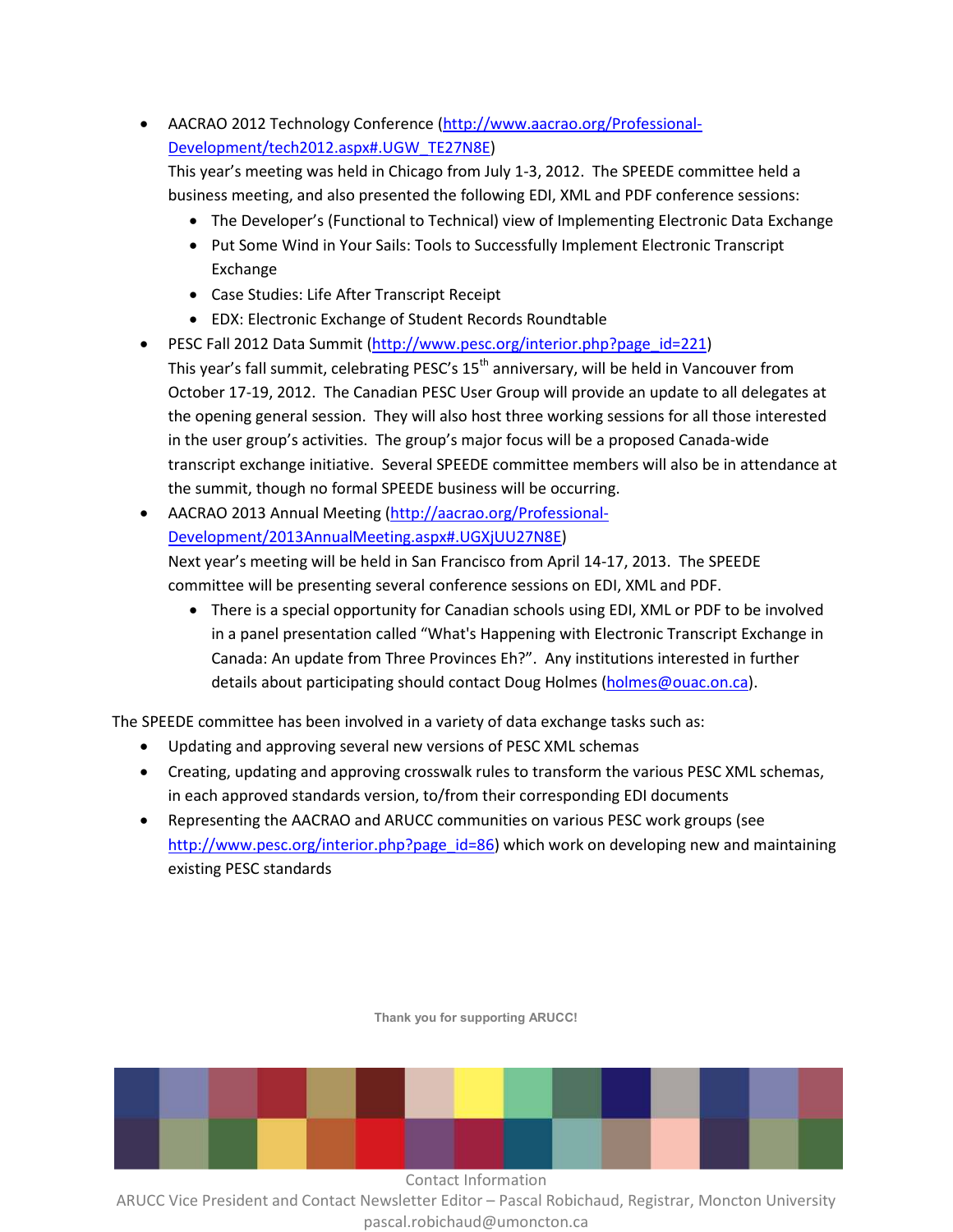- AACRAO 2012 Technology Conference (http://www.aacrao.org/Professional-Development/tech2012.aspx#.UGW_TE27N8E)
  This year's meeting was held in Chicago from July 1-3, 2012. The SPEEDE committee held a business meeting, and also presented the following EDI, XML and PDF conference sessions:
  - The Developer's (Functional to Technical) view of Implementing Electronic Data Exchange
  - Put Some Wind in Your Sails: Tools to Successfully Implement Electronic Transcript Exchange
  - Case Studies: Life After Transcript Receipt
  - EDX: Electronic Exchange of Student Records Roundtable
- PESC Fall 2012 Data Summit (http://www.pesc.org/interior.php?page_id=221)
  This year's fall summit, celebrating PESC's 15th anniversary, will be held in Vancouver from October 17-19, 2012. The Canadian PESC User Group will provide an update to all delegates at the opening general session. They will also host three working sessions for all those interested in the user group's activities. The group's major focus will be a proposed Canada-wide transcript exchange initiative. Several SPEEDE committee members will also be in attendance at the summit, though no formal SPEEDE business will be occurring.
- AACRAO 2013 Annual Meeting (http://aacrao.org/Professional-Development/2013AnnualMeeting.aspx#.UGXjUU27N8E)
  Next year's meeting will be held in San Francisco from April 14-17, 2013. The SPEEDE committee will be presenting several conference sessions on EDI, XML and PDF.
  - There is a special opportunity for Canadian schools using EDI, XML or PDF to be involved in a panel presentation called "What's Happening with Electronic Transcript Exchange in Canada: An update from Three Provinces Eh?". Any institutions interested in further details about participating should contact Doug Holmes (holmes@ouac.on.ca).

The SPEEDE committee has been involved in a variety of data exchange tasks such as:

- Updating and approving several new versions of PESC XML schemas
- Creating, updating and approving crosswalk rules to transform the various PESC XML schemas, in each approved standards version, to/from their corresponding EDI documents
- Representing the AACRAO and ARUCC communities on various PESC work groups (see http://www.pesc.org/interior.php?page_id=86) which work on developing new and maintaining existing PESC standards

**Thank you for supporting ARUCC!**

Contact Information
ARUCC Vice President and Contact Newsletter Editor – Pascal Robichaud, Registrar, Moncton University
pascal.robichaud@umoncton.ca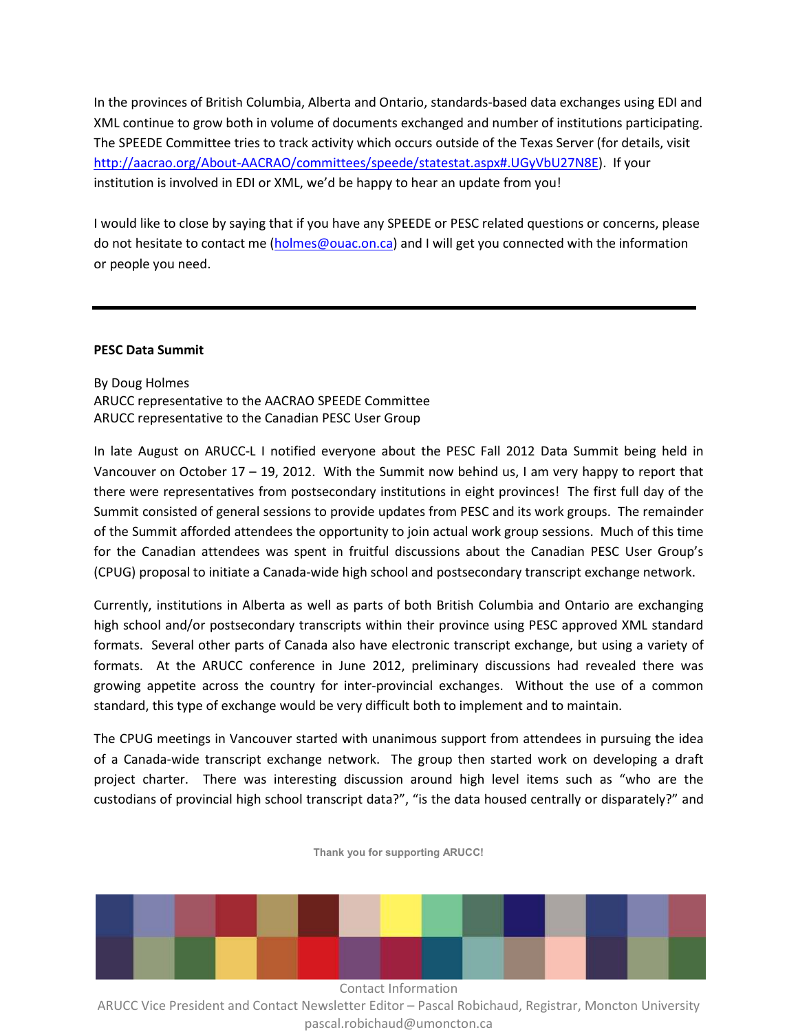In the provinces of British Columbia, Alberta and Ontario, standards-based data exchanges using EDI and XML continue to grow both in volume of documents exchanged and number of institutions participating. The SPEEDE Committee tries to track activity which occurs outside of the Texas Server (for details, visit http://aacrao.org/About-AACRAO/committees/speede/statestat.aspx#.UGyVbU27N8E). If your institution is involved in EDI or XML, we'd be happy to hear an update from you!

I would like to close by saying that if you have any SPEEDE or PESC related questions or concerns, please do not hesitate to contact me (holmes@ouac.on.ca) and I will get you connected with the information or people you need.

---

**PESC Data Summit**

By Doug Holmes
ARUCC representative to the AACRAO SPEEDE Committee
ARUCC representative to the Canadian PESC User Group

In late August on ARUCC-L I notified everyone about the PESC Fall 2012 Data Summit being held in Vancouver on October 17 – 19, 2012. With the Summit now behind us, I am very happy to report that there were representatives from postsecondary institutions in eight provinces! The first full day of the Summit consisted of general sessions to provide updates from PESC and its work groups. The remainder of the Summit afforded attendees the opportunity to join actual work group sessions. Much of this time for the Canadian attendees was spent in fruitful discussions about the Canadian PESC User Group's (CPUG) proposal to initiate a Canada-wide high school and postsecondary transcript exchange network.

Currently, institutions in Alberta as well as parts of both British Columbia and Ontario are exchanging high school and/or postsecondary transcripts within their province using PESC approved XML standard formats. Several other parts of Canada also have electronic transcript exchange, but using a variety of formats. At the ARUCC conference in June 2012, preliminary discussions had revealed there was growing appetite across the country for inter-provincial exchanges. Without the use of a common standard, this type of exchange would be very difficult both to implement and to maintain.

The CPUG meetings in Vancouver started with unanimous support from attendees in pursuing the idea of a Canada-wide transcript exchange network. The group then started work on developing a draft project charter. There was interesting discussion around high level items such as "who are the custodians of provincial high school transcript data?", "is the data housed centrally or disparately?" and

Thank you for supporting ARUCC!

Contact Information
ARUCC Vice President and Contact Newsletter Editor – Pascal Robichaud, Registrar, Moncton University
pascal.robichaud@umoncton.ca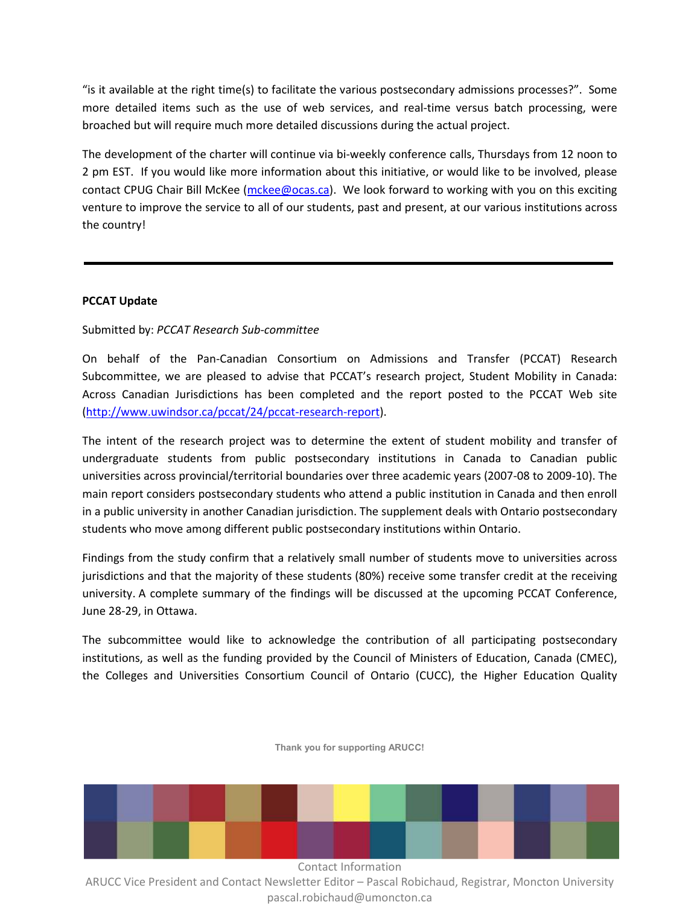"is it available at the right time(s) to facilitate the various postsecondary admissions processes?". Some more detailed items such as the use of web services, and real-time versus batch processing, were broached but will require much more detailed discussions during the actual project.

The development of the charter will continue via bi-weekly conference calls, Thursdays from 12 noon to 2 pm EST. If you would like more information about this initiative, or would like to be involved, please contact CPUG Chair Bill McKee (mckee@ocas.ca). We look forward to working with you on this exciting venture to improve the service to all of our students, past and present, at our various institutions across the country!

---

**PCCAT Update**

Submitted by: *PCCAT Research Sub-committee*

On behalf of the Pan-Canadian Consortium on Admissions and Transfer (PCCAT) Research Subcommittee, we are pleased to advise that PCCAT's research project, Student Mobility in Canada: Across Canadian Jurisdictions has been completed and the report posted to the PCCAT Web site (http://www.uwindsor.ca/pccat/24/pccat-research-report).

The intent of the research project was to determine the extent of student mobility and transfer of undergraduate students from public postsecondary institutions in Canada to Canadian public universities across provincial/territorial boundaries over three academic years (2007-08 to 2009-10). The main report considers postsecondary students who attend a public institution in Canada and then enroll in a public university in another Canadian jurisdiction. The supplement deals with Ontario postsecondary students who move among different public postsecondary institutions within Ontario.

Findings from the study confirm that a relatively small number of students move to universities across jurisdictions and that the majority of these students (80%) receive some transfer credit at the receiving university. A complete summary of the findings will be discussed at the upcoming PCCAT Conference, June 28-29, in Ottawa.

The subcommittee would like to acknowledge the contribution of all participating postsecondary institutions, as well as the funding provided by the Council of Ministers of Education, Canada (CMEC), the Colleges and Universities Consortium Council of Ontario (CUCC), the Higher Education Quality

Thank you for supporting ARUCC!

Contact Information
ARUCC Vice President and Contact Newsletter Editor – Pascal Robichaud, Registrar, Moncton University
pascal.robichaud@umoncton.ca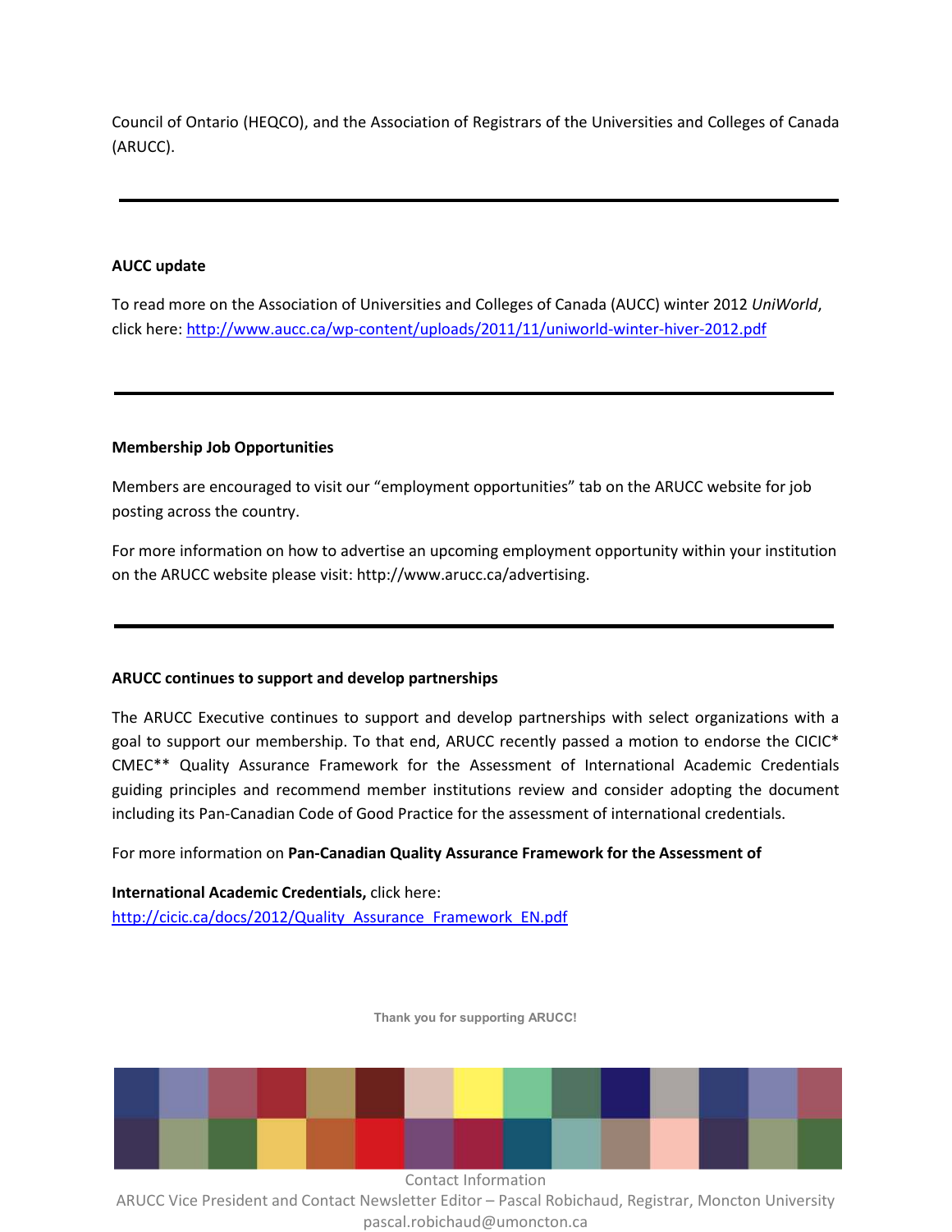Council of Ontario (HEQCO), and the Association of Registrars of the Universities and Colleges of Canada (ARUCC).

---

**AUCC update**

To read more on the Association of Universities and Colleges of Canada (AUCC) winter 2012 *UniWorld*, click here: http://www.aucc.ca/wp-content/uploads/2011/11/uniworld-winter-hiver-2012.pdf

---

**Membership Job Opportunities**

Members are encouraged to visit our "employment opportunities" tab on the ARUCC website for job posting across the country.

For more information on how to advertise an upcoming employment opportunity within your institution on the ARUCC website please visit: http://www.arucc.ca/advertising.

---

**ARUCC continues to support and develop partnerships**

The ARUCC Executive continues to support and develop partnerships with select organizations with a goal to support our membership. To that end, ARUCC recently passed a motion to endorse the CICIC* CMEC** Quality Assurance Framework for the Assessment of International Academic Credentials guiding principles and recommend member institutions review and consider adopting the document including its Pan-Canadian Code of Good Practice for the assessment of international credentials.

For more information on **Pan-Canadian Quality Assurance Framework for the Assessment of International Academic Credentials,** click here: http://cicic.ca/docs/2012/Quality_Assurance_Framework_EN.pdf

**Thank you for supporting ARUCC!**

Contact Information
ARUCC Vice President and Contact Newsletter Editor – Pascal Robichaud, Registrar, Moncton University
pascal.robichaud@umoncton.ca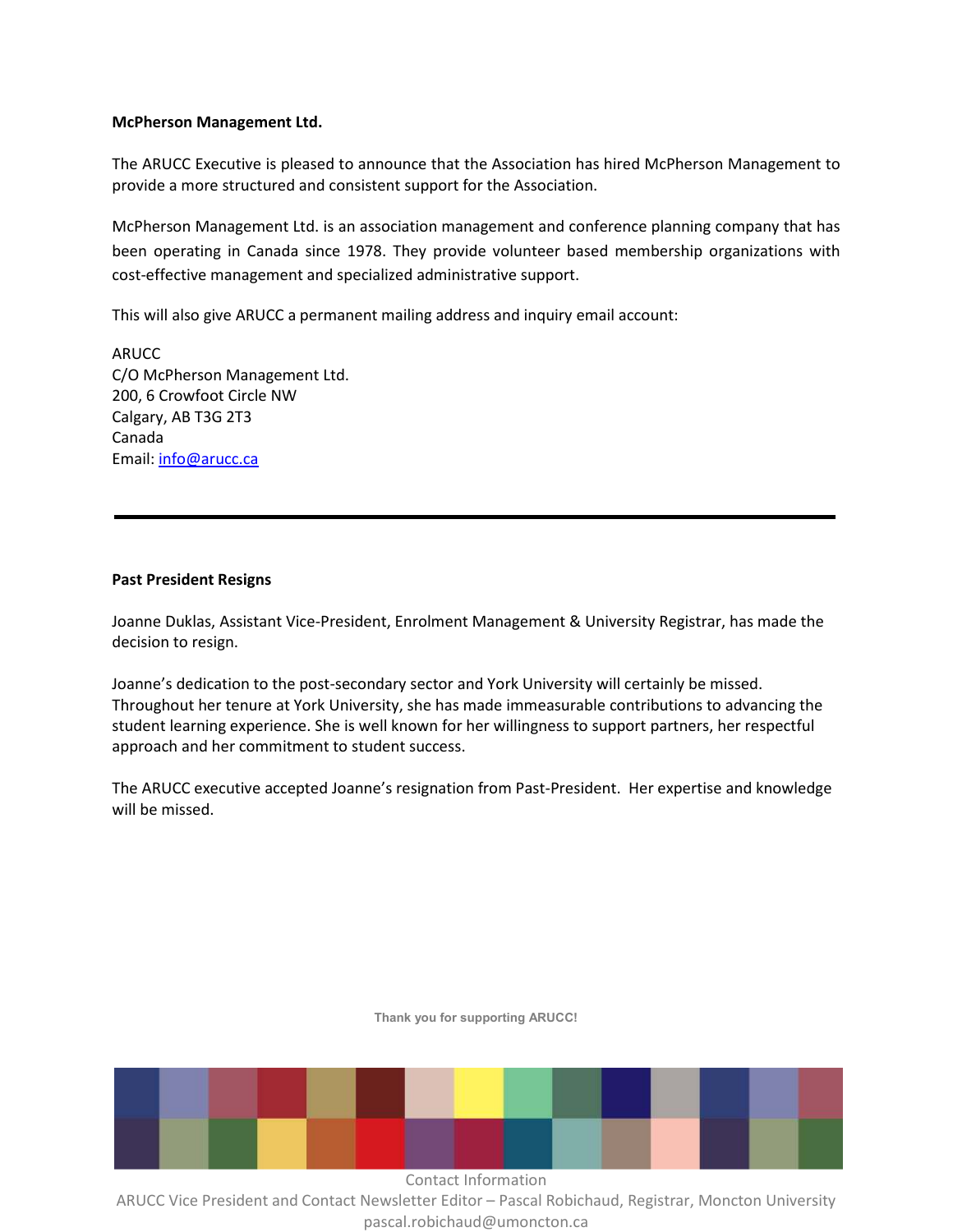**McPherson Management Ltd.**

The ARUCC Executive is pleased to announce that the Association has hired McPherson Management to provide a more structured and consistent support for the Association.

McPherson Management Ltd. is an association management and conference planning company that has been operating in Canada since 1978. They provide volunteer based membership organizations with cost-effective management and specialized administrative support.

This will also give ARUCC a permanent mailing address and inquiry email account:

ARUCC
C/O McPherson Management Ltd.
200, 6 Crowfoot Circle NW
Calgary, AB T3G 2T3
Canada
Email: info@arucc.ca

---

**Past President Resigns**

Joanne Duklas, Assistant Vice-President, Enrolment Management & University Registrar, has made the decision to resign.

Joanne's dedication to the post-secondary sector and York University will certainly be missed. Throughout her tenure at York University, she has made immeasurable contributions to advancing the student learning experience. She is well known for her willingness to support partners, her respectful approach and her commitment to student success.

The ARUCC executive accepted Joanne's resignation from Past-President. Her expertise and knowledge will be missed.

**Thank you for supporting ARUCC!**

Contact Information
ARUCC Vice President and Contact Newsletter Editor – Pascal Robichaud, Registrar, Moncton University
pascal.robichaud@umoncton.ca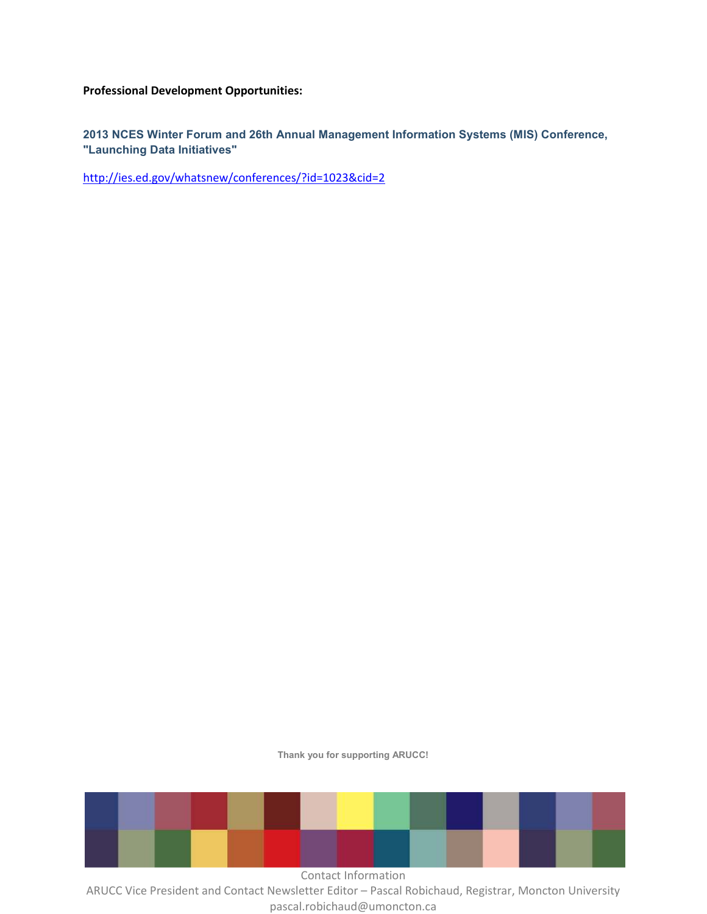**Professional Development Opportunities:**

**2013 NCES Winter Forum and 26th Annual Management Information Systems (MIS) Conference, "Launching Data Initiatives"**

http://ies.ed.gov/whatsnew/conferences/?id=1023&cid=2

**Thank you for supporting ARUCC!**

Contact Information

ARUCC Vice President and Contact Newsletter Editor – Pascal Robichaud, Registrar, Moncton University

pascal.robichaud@umoncton.ca